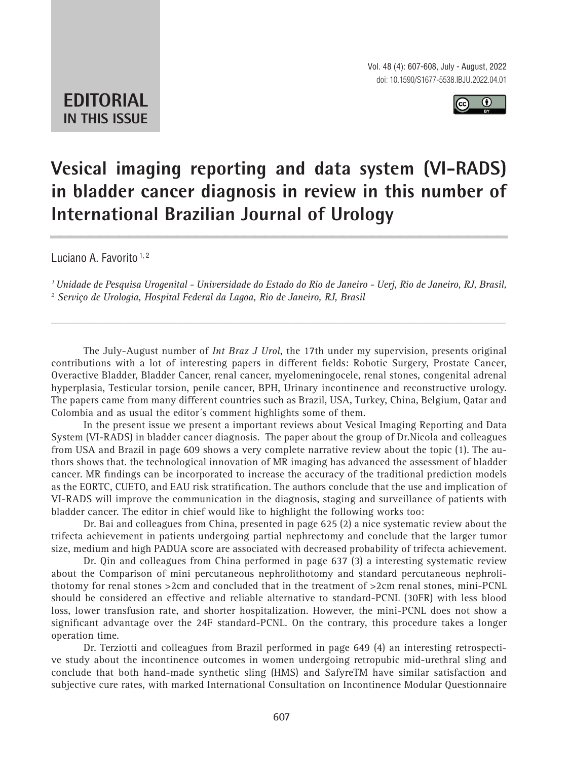**EDITORIAL**
**IN THIS ISSUE**

# Vesical imaging reporting and data system (VI-RADS) in bladder cancer diagnosis in review in this number of International Brazilian Journal of Urology

Luciano A. Favorito [1, 2]

*[1] Unidade de Pesquisa Urogenital - Universidade do Estado do Rio de Janeiro - Uerj, Rio de Janeiro, RJ, Brasil,*
*[2] Serviço de Urologia, Hospital Federal da Lagoa, Rio de Janeiro, RJ, Brasil*

The July-August number of *Int Braz J Urol*, the 17th under my supervision, presents original contributions with a lot of interesting papers in different fields: Robotic Surgery, Prostate Cancer, Overactive Bladder, Bladder Cancer, renal cancer, myelomeningocele, renal stones, congenital adrenal hyperplasia, Testicular torsion, penile cancer, BPH, Urinary incontinence and reconstructive urology. The papers came from many different countries such as Brazil, USA, Turkey, China, Belgium, Qatar and Colombia and as usual the editor´s comment highlights some of them.

In the present issue we present a important reviews about Vesical Imaging Reporting and Data System (VI-RADS) in bladder cancer diagnosis. The paper about the group of Dr.Nicola and colleagues from USA and Brazil in page 609 shows a very complete narrative review about the topic (1). The authors shows that. the technological innovation of MR imaging has advanced the assessment of bladder cancer. MR findings can be incorporated to increase the accuracy of the traditional prediction models as the EORTC, CUETO, and EAU risk stratification. The authors conclude that the use and implication of VI-RADS will improve the communication in the diagnosis, staging and surveillance of patients with bladder cancer. The editor in chief would like to highlight the following works too:

Dr. Bai and colleagues from China, presented in page 625 (2) a nice systematic review about the trifecta achievement in patients undergoing partial nephrectomy and conclude that the larger tumor size, medium and high PADUA score are associated with decreased probability of trifecta achievement.

Dr. Qin and colleagues from China performed in page 637 (3) a interesting systematic review about the Comparison of mini percutaneous nephrolithotomy and standard percutaneous nephrolithotomy for renal stones >2cm and concluded that in the treatment of >2cm renal stones, mini-PCNL should be considered an effective and reliable alternative to standard-PCNL (30FR) with less blood loss, lower transfusion rate, and shorter hospitalization. However, the mini-PCNL does not show a significant advantage over the 24F standard-PCNL. On the contrary, this procedure takes a longer operation time.

Dr. Terziotti and colleagues from Brazil performed in page 649 (4) an interesting retrospective study about the incontinence outcomes in women undergoing retropubic mid-urethral sling and conclude that both hand-made synthetic sling (HMS) and SafyreTM have similar satisfaction and subjective cure rates, with marked International Consultation on Incontinence Modular Questionnaire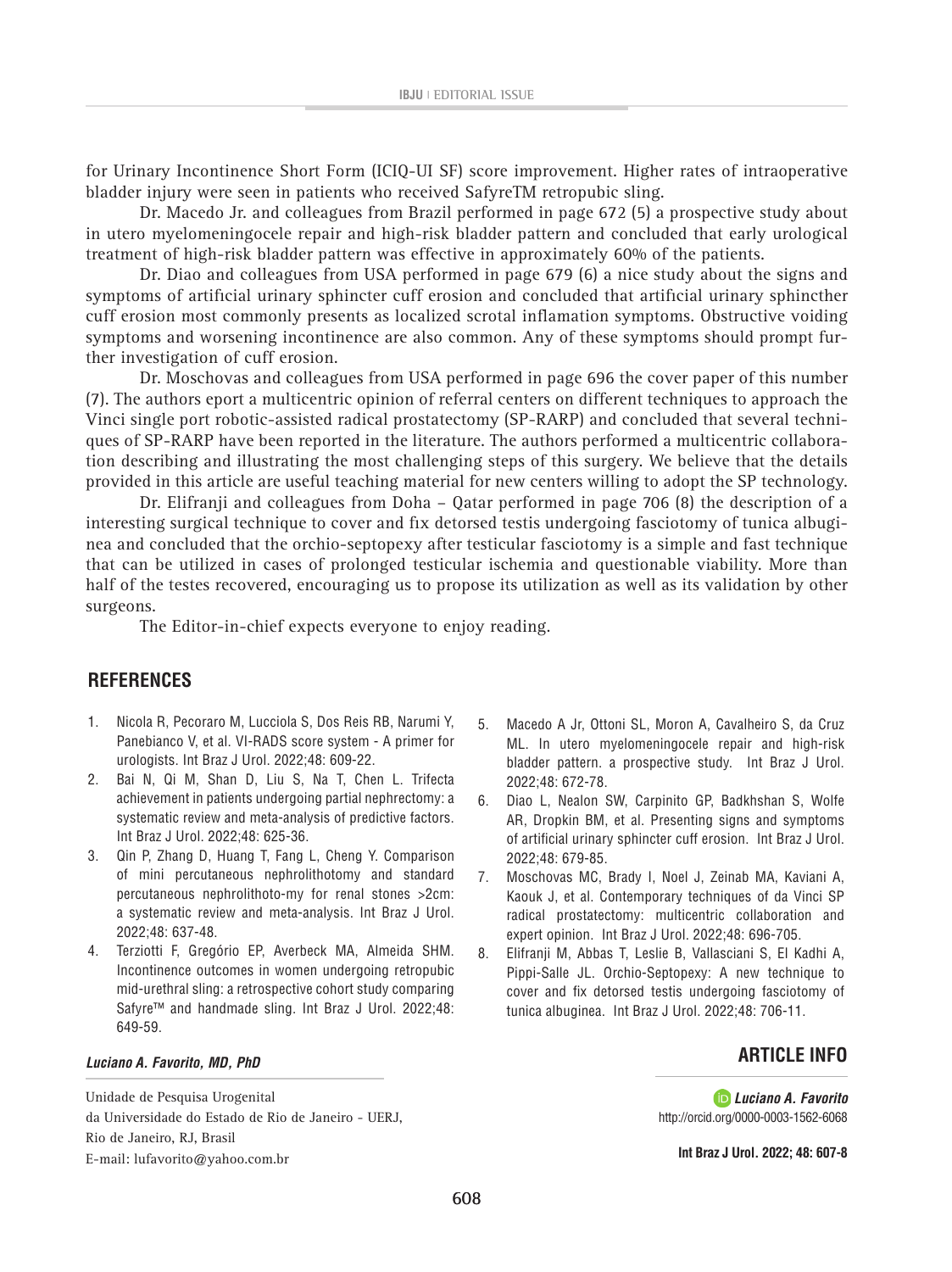for Urinary Incontinence Short Form (ICIQ-UI SF) score improvement. Higher rates of intraoperative bladder injury were seen in patients who received SafyreTM retropubic sling.

Dr. Macedo Jr. and colleagues from Brazil performed in page 672 (5) a prospective study about in utero myelomeningocele repair and high-risk bladder pattern and concluded that early urological treatment of high-risk bladder pattern was effective in approximately 60% of the patients.

Dr. Diao and colleagues from USA performed in page 679 (6) a nice study about the signs and symptoms of artificial urinary sphincter cuff erosion and concluded that artificial urinary sphincther cuff erosion most commonly presents as localized scrotal inflamation symptoms. Obstructive voiding symptoms and worsening incontinence are also common. Any of these symptoms should prompt further investigation of cuff erosion.

Dr. Moschovas and colleagues from USA performed in page 696 the cover paper of this number (7). The authors eport a multicentric opinion of referral centers on different techniques to approach the Vinci single port robotic-assisted radical prostatectomy (SP-RARP) and concluded that several techniques of SP-RARP have been reported in the literature. The authors performed a multicentric collaboration describing and illustrating the most challenging steps of this surgery. We believe that the details provided in this article are useful teaching material for new centers willing to adopt the SP technology.

Dr. Elifranji and colleagues from Doha – Qatar performed in page 706 (8) the description of a interesting surgical technique to cover and fix detorsed testis undergoing fasciotomy of tunica albuginea and concluded that the orchio-septopexy after testicular fasciotomy is a simple and fast technique that can be utilized in cases of prolonged testicular ischemia and questionable viability. More than half of the testes recovered, encouraging us to propose its utilization as well as its validation by other surgeons.

The Editor-in-chief expects everyone to enjoy reading.

## REFERENCES

1. Nicola R, Pecoraro M, Lucciola S, Dos Reis RB, Narumi Y, Panebianco V, et al. VI-RADS score system - A primer for urologists. Int Braz J Urol. 2022;48: 609-22.
2. Bai N, Qi M, Shan D, Liu S, Na T, Chen L. Trifecta achievement in patients undergoing partial nephrectomy: a systematic review and meta-analysis of predictive factors. Int Braz J Urol. 2022;48: 625-36.
3. Qin P, Zhang D, Huang T, Fang L, Cheng Y. Comparison of mini percutaneous nephrolithotomy and standard percutaneous nephrolithoto-my for renal stones >2cm: a systematic review and meta-analysis. Int Braz J Urol. 2022;48: 637-48.
4. Terziotti F, Gregório EP, Averbeck MA, Almeida SHM. Incontinence outcomes in women undergoing retropubic mid-urethral sling: a retrospective cohort study comparing Safyre™ and handmade sling. Int Braz J Urol. 2022;48: 649-59.
5. Macedo A Jr, Ottoni SL, Moron A, Cavalheiro S, da Cruz ML. In utero myelomeningocele repair and high-risk bladder pattern. a prospective study. Int Braz J Urol. 2022;48: 672-78.
6. Diao L, Nealon SW, Carpinito GP, Badkhshan S, Wolfe AR, Dropkin BM, et al. Presenting signs and symptoms of artificial urinary sphincter cuff erosion. Int Braz J Urol. 2022;48: 679-85.
7. Moschovas MC, Brady I, Noel J, Zeinab MA, Kaviani A, Kaouk J, et al. Contemporary techniques of da Vinci SP radical prostatectomy: multicentric collaboration and expert opinion. Int Braz J Urol. 2022;48: 696-705.
8. Elifranji M, Abbas T, Leslie B, Vallasciani S, El Kadhi A, Pippi-Salle JL. Orchio-Septopexy: A new technique to cover and fix detorsed testis undergoing fasciotomy of tunica albuginea. Int Braz J Urol. 2022;48: 706-11.

***Luciano A. Favorito, MD, PhD***

Unidade de Pesquisa Urogenital
da Universidade do Estado de Rio de Janeiro - UERJ,
Rio de Janeiro, RJ, Brasil
E-mail: lufavorito@yahoo.com.br

## ARTICLE INFO

***Luciano A. Favorito***
http://orcid.org/0000-0003-1562-6068

**Int Braz J Urol. 2022; 48: 607-8**